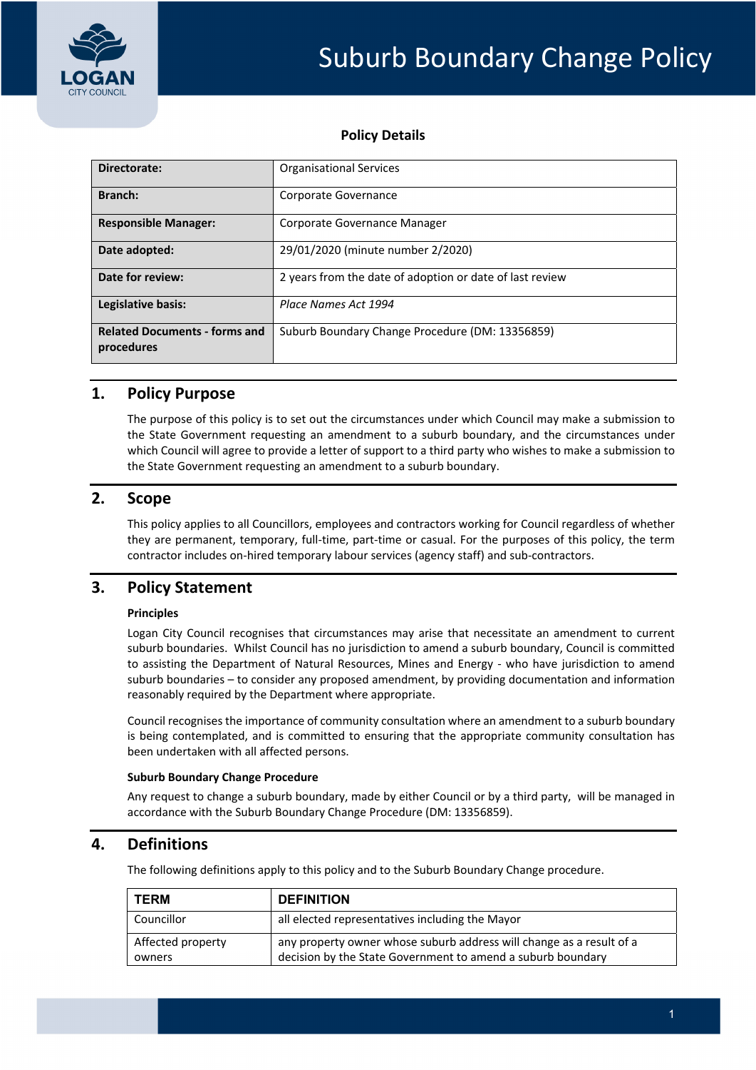# Suburb Boundary Change Policy

**Policy Details**

| | |
|---|---|
| **Directorate:** | Organisational Services |
| **Branch:** | Corporate Governance |
| **Responsible Manager:** | Corporate Governance Manager |
| **Date adopted:** | 29/01/2020 (minute number 2/2020) |
| **Date for review:** | 2 years from the date of adoption or date of last review |
| **Legislative basis:** | *Place Names Act 1994* |
| **Related Documents - forms and procedures** | Suburb Boundary Change Procedure (DM: 13356859) |

## 1. Policy Purpose

The purpose of this policy is to set out the circumstances under which Council may make a submission to the State Government requesting an amendment to a suburb boundary, and the circumstances under which Council will agree to provide a letter of support to a third party who wishes to make a submission to the State Government requesting an amendment to a suburb boundary.

## 2. Scope

This policy applies to all Councillors, employees and contractors working for Council regardless of whether they are permanent, temporary, full-time, part-time or casual. For the purposes of this policy, the term contractor includes on-hired temporary labour services (agency staff) and sub-contractors.

## 3. Policy Statement

**Principles**

Logan City Council recognises that circumstances may arise that necessitate an amendment to current suburb boundaries. Whilst Council has no jurisdiction to amend a suburb boundary, Council is committed to assisting the Department of Natural Resources, Mines and Energy - who have jurisdiction to amend suburb boundaries – to consider any proposed amendment, by providing documentation and information reasonably required by the Department where appropriate.

Council recognises the importance of community consultation where an amendment to a suburb boundary is being contemplated, and is committed to ensuring that the appropriate community consultation has been undertaken with all affected persons.

**Suburb Boundary Change Procedure**

Any request to change a suburb boundary, made by either Council or by a third party, will be managed in accordance with the Suburb Boundary Change Procedure (DM: 13356859).

## 4. Definitions

The following definitions apply to this policy and to the Suburb Boundary Change procedure.

| TERM | DEFINITION |
|---|---|
| Councillor | all elected representatives including the Mayor |
| Affected property owners | any property owner whose suburb address will change as a result of a decision by the State Government to amend a suburb boundary |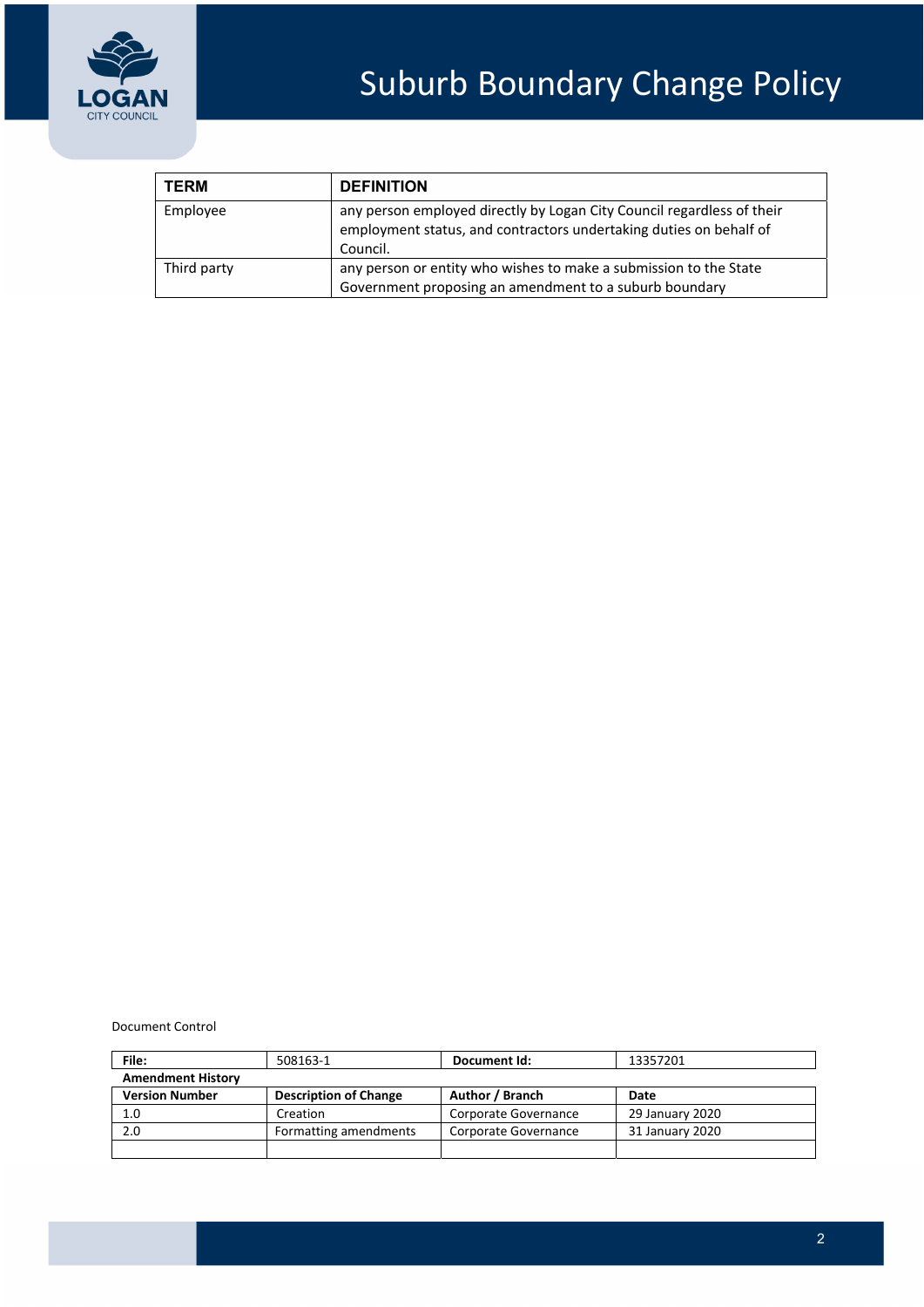| TERM | DEFINITION |
|---|---|
| Employee | any person employed directly by Logan City Council regardless of their employment status, and contractors undertaking duties on behalf of Council. |
| Third party | any person or entity who wishes to make a submission to the State Government proposing an amendment to a suburb boundary |

Document Control

| File: | 508163-1 | Document Id: | 13357201 |
|---|---|---|---|
| **Amendment History** | | | |
| **Version Number** | **Description of Change** | **Author / Branch** | **Date** |
| 1.0 | Creation | Corporate Governance | 29 January 2020 |
| 2.0 | Formatting amendments | Corporate Governance | 31 January 2020 |
| | | | |